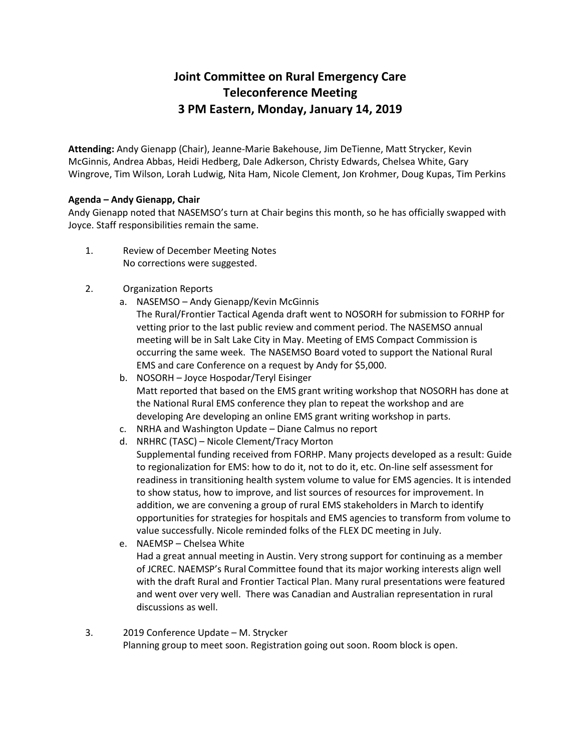# Joint Committee on Rural Emergency Care
# Teleconference Meeting
# 3 PM Eastern, Monday, January 14, 2019

**Attending:** Andy Gienapp (Chair), Jeanne-Marie Bakehouse, Jim DeTienne, Matt Strycker, Kevin McGinnis, Andrea Abbas, Heidi Hedberg, Dale Adkerson, Christy Edwards, Chelsea White, Gary Wingrove, Tim Wilson, Lorah Ludwig, Nita Ham, Nicole Clement, Jon Krohmer, Doug Kupas, Tim Perkins

**Agenda – Andy Gienapp, Chair**

Andy Gienapp noted that NASEMSO's turn at Chair begins this month, so he has officially swapped with Joyce. Staff responsibilities remain the same.

1. Review of December Meeting Notes
   No corrections were suggested.

2. Organization Reports
   a. NASEMSO – Andy Gienapp/Kevin McGinnis
      The Rural/Frontier Tactical Agenda draft went to NOSORH for submission to FORHP for vetting prior to the last public review and comment period. The NASEMSO annual meeting will be in Salt Lake City in May. Meeting of EMS Compact Commission is occurring the same week. The NASEMSO Board voted to support the National Rural EMS and care Conference on a request by Andy for $5,000.
   b. NOSORH – Joyce Hospodar/Teryl Eisinger
      Matt reported that based on the EMS grant writing workshop that NOSORH has done at the National Rural EMS conference they plan to repeat the workshop and are developing Are developing an online EMS grant writing workshop in parts.
   c. NRHA and Washington Update – Diane Calmus no report
   d. NRHRC (TASC) – Nicole Clement/Tracy Morton
      Supplemental funding received from FORHP. Many projects developed as a result: Guide to regionalization for EMS: how to do it, not to do it, etc. On-line self assessment for readiness in transitioning health system volume to value for EMS agencies. It is intended to show status, how to improve, and list sources of resources for improvement. In addition, we are convening a group of rural EMS stakeholders in March to identify opportunities for strategies for hospitals and EMS agencies to transform from volume to value successfully. Nicole reminded folks of the FLEX DC meeting in July.
   e. NAEMSP – Chelsea White
      Had a great annual meeting in Austin. Very strong support for continuing as a member of JCREC. NAEMSP's Rural Committee found that its major working interests align well with the draft Rural and Frontier Tactical Plan. Many rural presentations were featured and went over very well. There was Canadian and Australian representation in rural discussions as well.

3. 2019 Conference Update – M. Strycker
   Planning group to meet soon. Registration going out soon. Room block is open.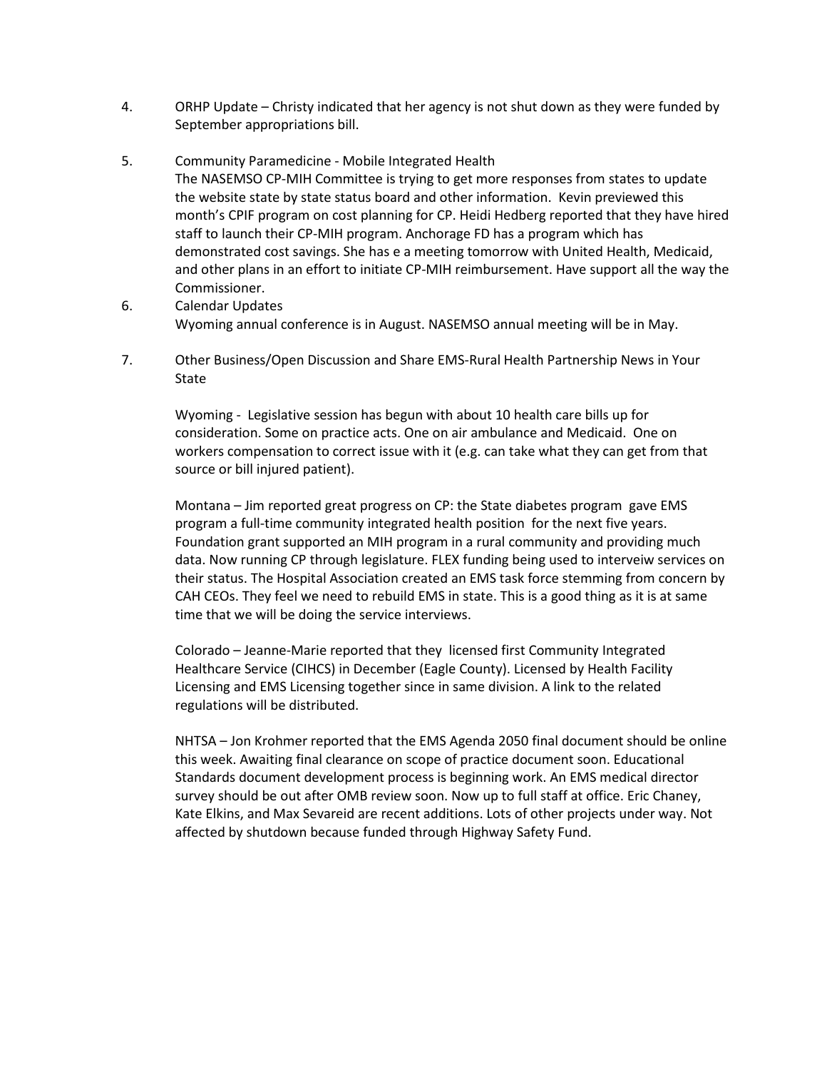4. ORHP Update – Christy indicated that her agency is not shut down as they were funded by September appropriations bill.

5. Community Paramedicine - Mobile Integrated Health

   The NASEMSO CP-MIH Committee is trying to get more responses from states to update the website state by state status board and other information. Kevin previewed this month's CPIF program on cost planning for CP. Heidi Hedberg reported that they have hired staff to launch their CP-MIH program. Anchorage FD has a program which has demonstrated cost savings. She has e a meeting tomorrow with United Health, Medicaid, and other plans in an effort to initiate CP-MIH reimbursement. Have support all the way the Commissioner.

6. Calendar Updates

   Wyoming annual conference is in August. NASEMSO annual meeting will be in May.

7. Other Business/Open Discussion and Share EMS-Rural Health Partnership News in Your State

   Wyoming - Legislative session has begun with about 10 health care bills up for consideration. Some on practice acts. One on air ambulance and Medicaid. One on workers compensation to correct issue with it (e.g. can take what they can get from that source or bill injured patient).

   Montana – Jim reported great progress on CP: the State diabetes program gave EMS program a full-time community integrated health position for the next five years. Foundation grant supported an MIH program in a rural community and providing much data. Now running CP through legislature. FLEX funding being used to interveiw services on their status. The Hospital Association created an EMS task force stemming from concern by CAH CEOs. They feel we need to rebuild EMS in state. This is a good thing as it is at same time that we will be doing the service interviews.

   Colorado – Jeanne-Marie reported that they licensed first Community Integrated Healthcare Service (CIHCS) in December (Eagle County). Licensed by Health Facility Licensing and EMS Licensing together since in same division. A link to the related regulations will be distributed.

   NHTSA – Jon Krohmer reported that the EMS Agenda 2050 final document should be online this week. Awaiting final clearance on scope of practice document soon. Educational Standards document development process is beginning work. An EMS medical director survey should be out after OMB review soon. Now up to full staff at office. Eric Chaney, Kate Elkins, and Max Sevareid are recent additions. Lots of other projects under way. Not affected by shutdown because funded through Highway Safety Fund.